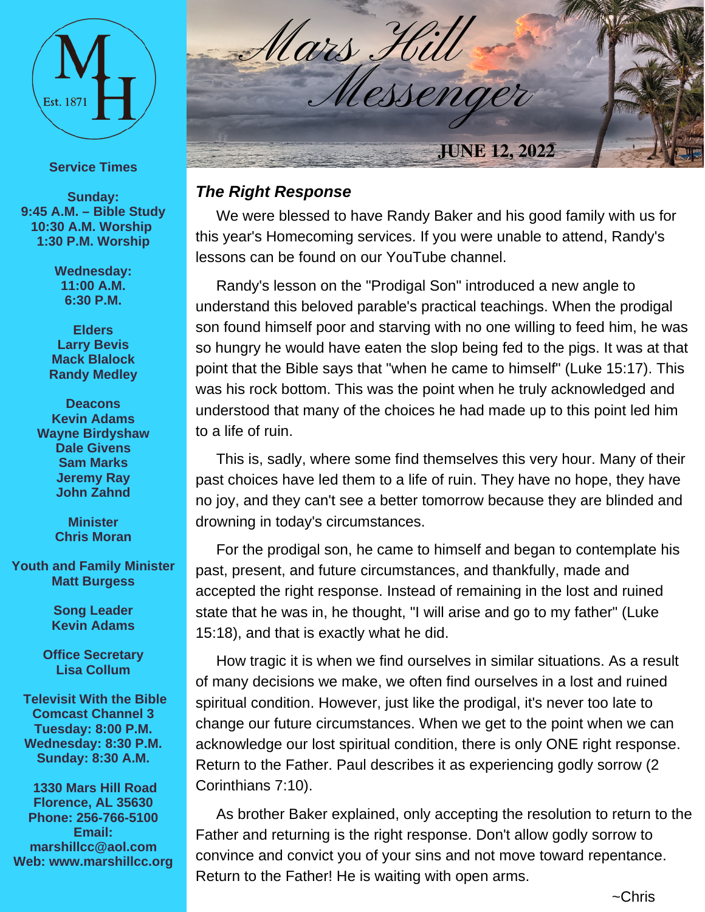# Mars Hill Messenger

**JUNE 12, 2022**

MH Est. 1871

**Service Times**

**Sunday:**
**9:45 A.M. – Bible Study**
**10:30 A.M. Worship**
**1:30 P.M. Worship**

**Wednesday:**
**11:00 A.M.**
**6:30 P.M.**

**Elders**
**Larry Bevis**
**Mack Blalock**
**Randy Medley**

**Deacons**
**Kevin Adams**
**Wayne Birdyshaw**
**Dale Givens**
**Sam Marks**
**Jeremy Ray**
**John Zahnd**

**Minister**
**Chris Moran**

**Youth and Family Minister**
**Matt Burgess**

**Song Leader**
**Kevin Adams**

**Office Secretary**
**Lisa Collum**

**Televisit With the Bible**
**Comcast Channel 3**
**Tuesday: 8:00 P.M.**
**Wednesday: 8:30 P.M.**
**Sunday: 8:30 A.M.**

**1330 Mars Hill Road**
**Florence, AL 35630**
**Phone: 256-766-5100**
**Email: marshillcc@aol.com**
**Web: www.marshillcc.org**

## *The Right Response*

We were blessed to have Randy Baker and his good family with us for this year's Homecoming services. If you were unable to attend, Randy's lessons can be found on our YouTube channel.

Randy's lesson on the "Prodigal Son" introduced a new angle to understand this beloved parable's practical teachings. When the prodigal son found himself poor and starving with no one willing to feed him, he was so hungry he would have eaten the slop being fed to the pigs. It was at that point that the Bible says that "when he came to himself" (Luke 15:17). This was his rock bottom. This was the point when he truly acknowledged and understood that many of the choices he had made up to this point led him to a life of ruin.

This is, sadly, where some find themselves this very hour. Many of their past choices have led them to a life of ruin. They have no hope, they have no joy, and they can't see a better tomorrow because they are blinded and drowning in today's circumstances.

For the prodigal son, he came to himself and began to contemplate his past, present, and future circumstances, and thankfully, made and accepted the right response. Instead of remaining in the lost and ruined state that he was in, he thought, "I will arise and go to my father" (Luke 15:18), and that is exactly what he did.

How tragic it is when we find ourselves in similar situations. As a result of many decisions we make, we often find ourselves in a lost and ruined spiritual condition. However, just like the prodigal, it's never too late to change our future circumstances. When we get to the point when we can acknowledge our lost spiritual condition, there is only ONE right response. Return to the Father. Paul describes it as experiencing godly sorrow (2 Corinthians 7:10).

As brother Baker explained, only accepting the resolution to return to the Father and returning is the right response. Don't allow godly sorrow to convince and convict you of your sins and not move toward repentance. Return to the Father! He is waiting with open arms.

~Chris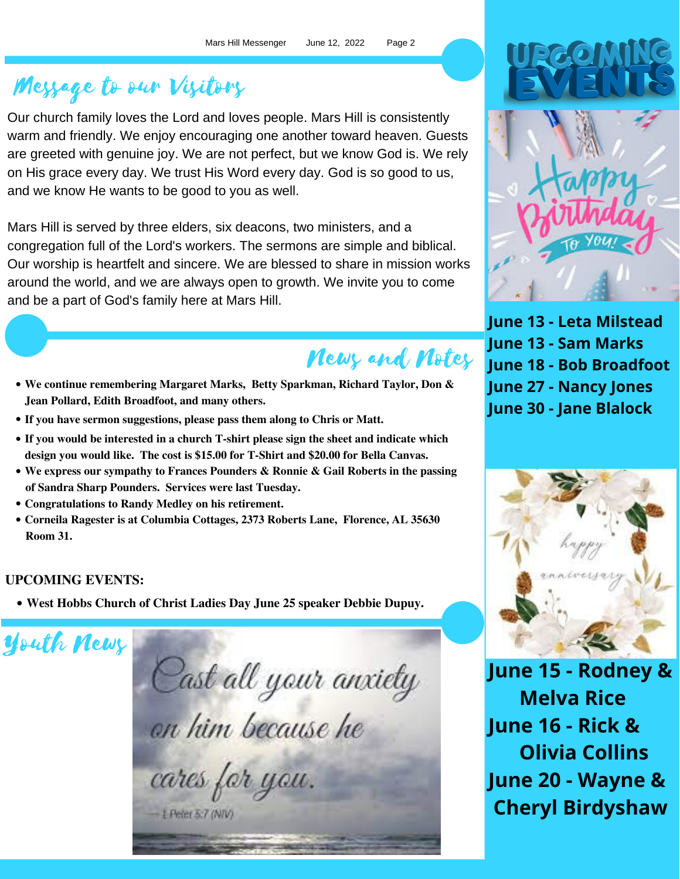## Message to our Visitors

Our church family loves the Lord and loves people. Mars Hill is consistently warm and friendly. We enjoy encouraging one another toward heaven. Guests are greeted with genuine joy. We are not perfect, but we know God is. We rely on His grace every day. We trust His Word every day. God is so good to us, and we know He wants to be good to you as well.

Mars Hill is served by three elders, six deacons, two ministers, and a congregation full of the Lord's workers. The sermons are simple and biblical. Our worship is heartfelt and sincere. We are blessed to share in mission works around the world, and we are always open to growth. We invite you to come and be a part of God's family here at Mars Hill.

## News and Notes

- **We continue remembering Margaret Marks, Betty Sparkman, Richard Taylor, Don & Jean Pollard, Edith Broadfoot, and many others.**
- **If you have sermon suggestions, please pass them along to Chris or Matt.**
- **If you would be interested in a church T-shirt please sign the sheet and indicate which design you would like. The cost is $15.00 for T-Shirt and $20.00 for Bella Canvas.**
- **We express our sympathy to Frances Pounders & Ronnie & Gail Roberts in the passing of Sandra Sharp Pounders. Services were last Tuesday.**
- **Congratulations to Randy Medley on his retirement.**
- **Corneila Ragester is at Columbia Cottages, 2373 Roberts Lane, Florence, AL 35630 Room 31.**

**UPCOMING EVENTS:**

- **West Hobbs Church of Christ Ladies Day June 25 speaker Debbie Dupuy.**

## Youth News

Cast all your anxiety on him because he cares for you.

— 1 Peter 5:7 (NIV)

## UPCOMING EVENTS

Happy Birthday To You!

**June 13 - Leta Milstead**
**June 13 - Sam Marks**
**June 18 - Bob Broadfoot**
**June 27 - Nancy Jones**
**June 30 - Jane Blalock**

happy anniversary

**June 15 - Rodney & Melva Rice**
**June 16 - Rick & Olivia Collins**
**June 20 - Wayne & Cheryl Birdyshaw**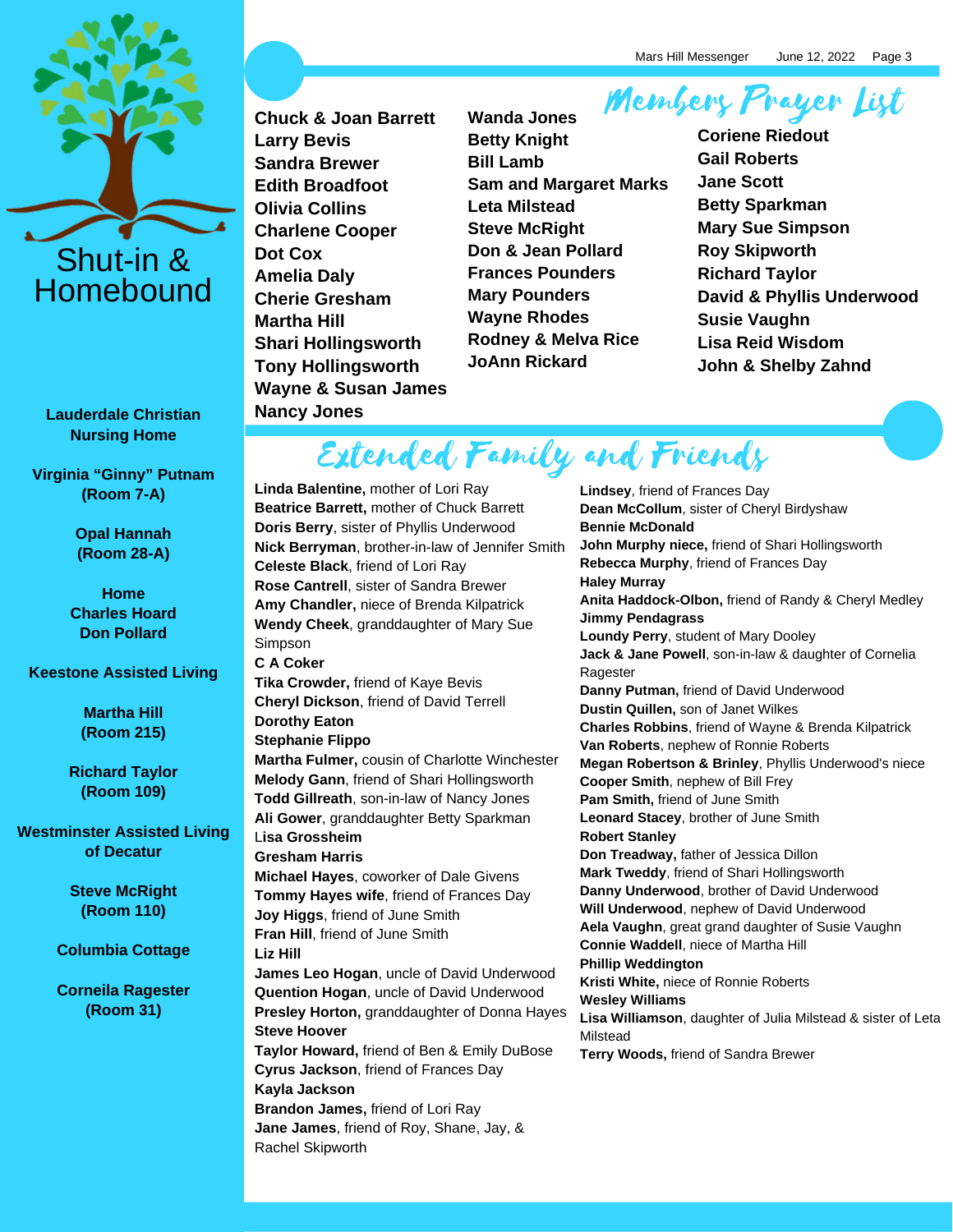## Shut-in & Homebound

**Lauderdale Christian Nursing Home**

**Virginia "Ginny" Putnam (Room 7-A)**

**Opal Hannah (Room 28-A)**

**Home**
**Charles Hoard**
**Don Pollard**

**Keestone Assisted Living**

**Martha Hill (Room 215)**

**Richard Taylor (Room 109)**

**Westminster Assisted Living of Decatur**

**Steve McRight (Room 110)**

**Columbia Cottage**

**Corneila Ragester (Room 31)**

## Members Prayer List

**Chuck & Joan Barrett**
**Larry Bevis**
**Sandra Brewer**
**Edith Broadfoot**
**Olivia Collins**
**Charlene Cooper**
**Dot Cox**
**Amelia Daly**
**Cherie Gresham**
**Martha Hill**
**Shari Hollingsworth**
**Tony Hollingsworth**
**Wayne & Susan James**
**Nancy Jones**
**Wanda Jones**
**Betty Knight**
**Bill Lamb**
**Sam and Margaret Marks**
**Leta Milstead**
**Steve McRight**
**Don & Jean Pollard**
**Frances Pounders**
**Mary Pounders**
**Wayne Rhodes**
**Rodney & Melva Rice**
**JoAnn Rickard**
**Coriene Riedout**
**Gail Roberts**
**Jane Scott**
**Betty Sparkman**
**Mary Sue Simpson**
**Roy Skipworth**
**Richard Taylor**
**David & Phyllis Underwood**
**Susie Vaughn**
**Lisa Reid Wisdom**
**John & Shelby Zahnd**

## Extended Family and Friends

**Linda Balentine,** mother of Lori Ray
**Beatrice Barrett,** mother of Chuck Barrett
**Doris Berry**, sister of Phyllis Underwood
**Nick Berryman**, brother-in-law of Jennifer Smith
**Celeste Black**, friend of Lori Ray
**Rose Cantrell**, sister of Sandra Brewer
**Amy Chandler,** niece of Brenda Kilpatrick
**Wendy Cheek**, granddaughter of Mary Sue Simpson
**C A Coker**
**Tika Crowder,** friend of Kaye Bevis
**Cheryl Dickson**, friend of David Terrell
**Dorothy Eaton**
**Stephanie Flippo**
**Martha Fulmer,** cousin of Charlotte Winchester
**Melody Gann**, friend of Shari Hollingsworth
**Todd Gillreath**, son-in-law of Nancy Jones
**Ali Gower**, granddaughter Betty Sparkman
**Lisa Grossheim**
**Gresham Harris**
**Michael Hayes**, coworker of Dale Givens
**Tommy Hayes wife**, friend of Frances Day
**Joy Higgs**, friend of June Smith
**Fran Hill**, friend of June Smith
**Liz Hill**
**James Leo Hogan**, uncle of David Underwood
**Quention Hogan**, uncle of David Underwood
**Presley Horton,** granddaughter of Donna Hayes
**Steve Hoover**
**Taylor Howard,** friend of Ben & Emily DuBose
**Cyrus Jackson**, friend of Frances Day
**Kayla Jackson**
**Brandon James,** friend of Lori Ray
**Jane James**, friend of Roy, Shane, Jay, & Rachel Skipworth
**Lindsey**, friend of Frances Day
**Dean McCollum**, sister of Cheryl Birdyshaw
**Bennie McDonald**
**John Murphy niece,** friend of Shari Hollingsworth
**Rebecca Murphy**, friend of Frances Day
**Haley Murray**
**Anita Haddock-Olbon,** friend of Randy & Cheryl Medley
**Jimmy Pendagrass**
**Loundy Perry**, student of Mary Dooley
**Jack & Jane Powell**, son-in-law & daughter of Cornelia Ragester
**Danny Putman,** friend of David Underwood
**Dustin Quillen,** son of Janet Wilkes
**Charles Robbins**, friend of Wayne & Brenda Kilpatrick
**Van Roberts**, nephew of Ronnie Roberts
**Megan Robertson & Brinley**, Phyllis Underwood's niece
**Cooper Smith**, nephew of Bill Frey
**Pam Smith,** friend of June Smith
**Leonard Stacey**, brother of June Smith
**Robert Stanley**
**Don Treadway,** father of Jessica Dillon
**Mark Tweddy**, friend of Shari Hollingsworth
**Danny Underwood**, brother of David Underwood
**Will Underwood**, nephew of David Underwood
**Aela Vaughn**, great grand daughter of Susie Vaughn
**Connie Waddell**, niece of Martha Hill
**Phillip Weddington**
**Kristi White,** niece of Ronnie Roberts
**Wesley Williams**
**Lisa Williamson**, daughter of Julia Milstead & sister of Leta Milstead
**Terry Woods,** friend of Sandra Brewer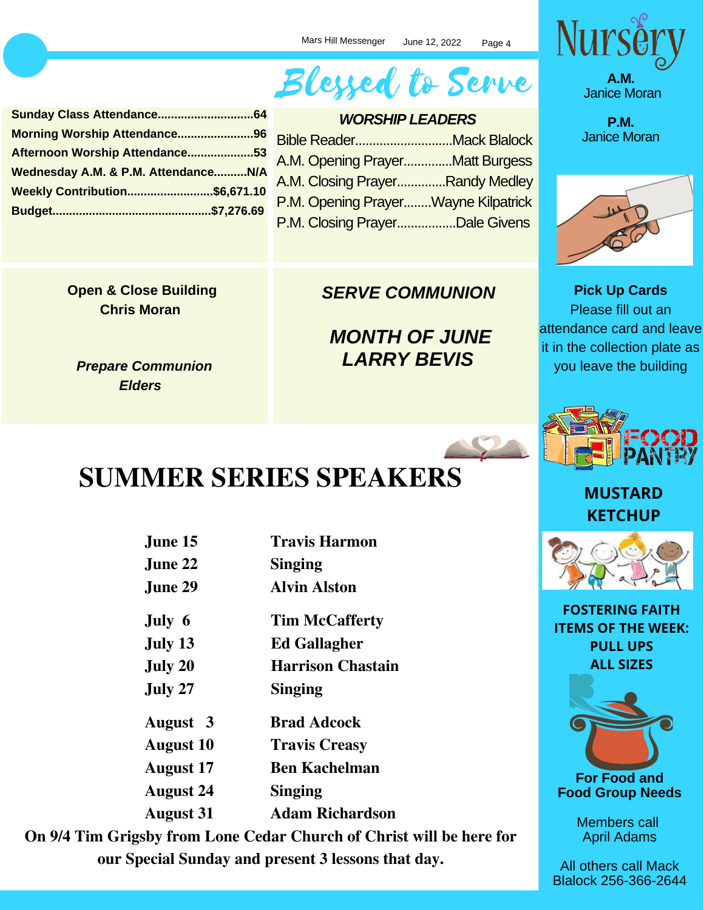# Blessed to Serve

**Sunday Class Attendance............................64**
**Morning Worship Attendance......................96**
**Afternoon Worship Attendance....................53**
**Wednesday A.M. & P.M. Attendance..........N/A**
**Weekly Contribution.........................$6,671.10**
**Budget...............................................$7,276.69**

***WORSHIP LEADERS***

Bible Reader............................Mack Blalock
A.M. Opening Prayer..............Matt Burgess
A.M. Closing Prayer..............Randy Medley
P.M. Opening Prayer........Wayne Kilpatrick
P.M. Closing Prayer................Dale Givens

**Open & Close Building**
**Chris Moran**

***Prepare Communion***
***Elders***

***SERVE COMMUNION***

***MONTH OF JUNE***
***LARRY BEVIS***

# SUMMER SERIES SPEAKERS

| | |
|---|---|
| **June 15** | **Travis Harmon** |
| **June 22** | **Singing** |
| **June 29** | **Alvin Alston** |
| **July 6** | **Tim McCafferty** |
| **July 13** | **Ed Gallagher** |
| **July 20** | **Harrison Chastain** |
| **July 27** | **Singing** |
| **August 3** | **Brad Adcock** |
| **August 10** | **Travis Creasy** |
| **August 17** | **Ben Kachelman** |
| **August 24** | **Singing** |
| **August 31** | **Adam Richardson** |

**On 9/4 Tim Grigsby from Lone Cedar Church of Christ will be here for our Special Sunday and present 3 lessons that day.**

## Nursery

**A.M.**
Janice Moran

**P.M.**
Janice Moran

**Pick Up Cards**
Please fill out an attendance card and leave it in the collection plate as you leave the building

FOOD PANTRY

**MUSTARD**
**KETCHUP**

**FOSTERING FAITH ITEMS OF THE WEEK:**
**PULL UPS**
**ALL SIZES**

**For Food and Food Group Needs**

Members call April Adams

All others call Mack Blalock 256-366-2644